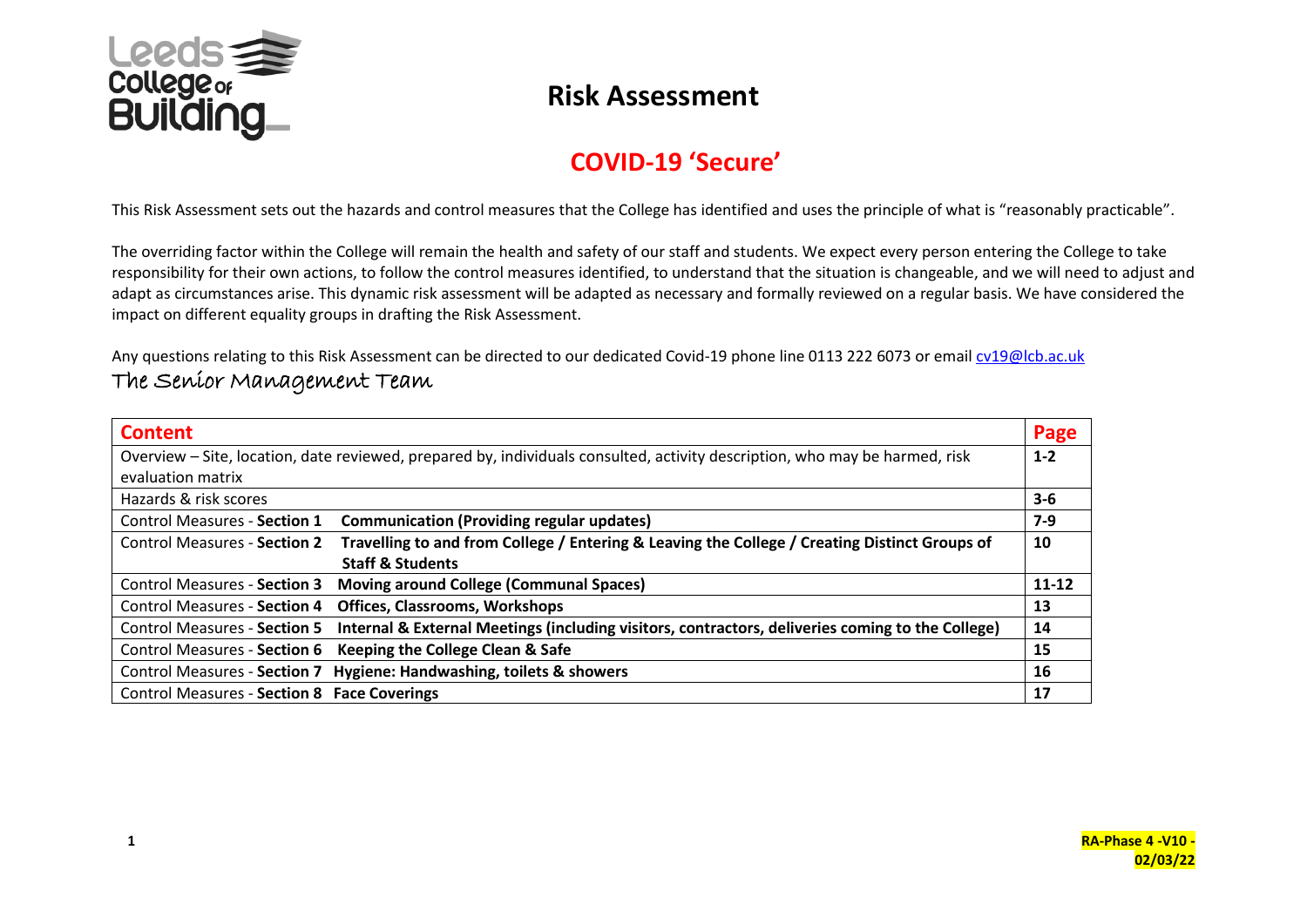# Risk Assessment

## COVID-19 'Secure'

This Risk Assessment sets out the hazards and control measures that the College has identified and uses the principle of what is "reasonably practicable".

The overriding factor within the College will remain the health and safety of our staff and students. We expect every person entering the College to take responsibility for their own actions, to follow the control measures identified, to understand that the situation is changeable, and we will need to adjust and adapt as circumstances arise. This dynamic risk assessment will be adapted as necessary and formally reviewed on a regular basis. We have considered the impact on different equality groups in drafting the Risk Assessment.

Any questions relating to this Risk Assessment can be directed to our dedicated Covid-19 phone line 0113 222 6073 or email cv19@lcb.ac.uk

*The Senior Management Team*

| Content | Page |
|---|---|
| Overview – Site, location, date reviewed, prepared by, individuals consulted, activity description, who may be harmed, risk evaluation matrix | **1-2** |
| Hazards & risk scores | **3-6** |
| Control Measures - **Section 1** **Communication (Providing regular updates)** | **7-9** |
| Control Measures - **Section 2** **Travelling to and from College / Entering & Leaving the College / Creating Distinct Groups of Staff & Students** | **10** |
| Control Measures - **Section 3** **Moving around College (Communal Spaces)** | **11-12** |
| Control Measures - **Section 4** **Offices, Classrooms, Workshops** | **13** |
| Control Measures - **Section 5** **Internal & External Meetings (including visitors, contractors, deliveries coming to the College)** | **14** |
| Control Measures - **Section 6** **Keeping the College Clean & Safe** | **15** |
| Control Measures - **Section 7** **Hygiene: Handwashing, toilets & showers** | **16** |
| Control Measures - **Section 8** **Face Coverings** | **17** |

**RA-Phase 4 -V10 - 02/03/22**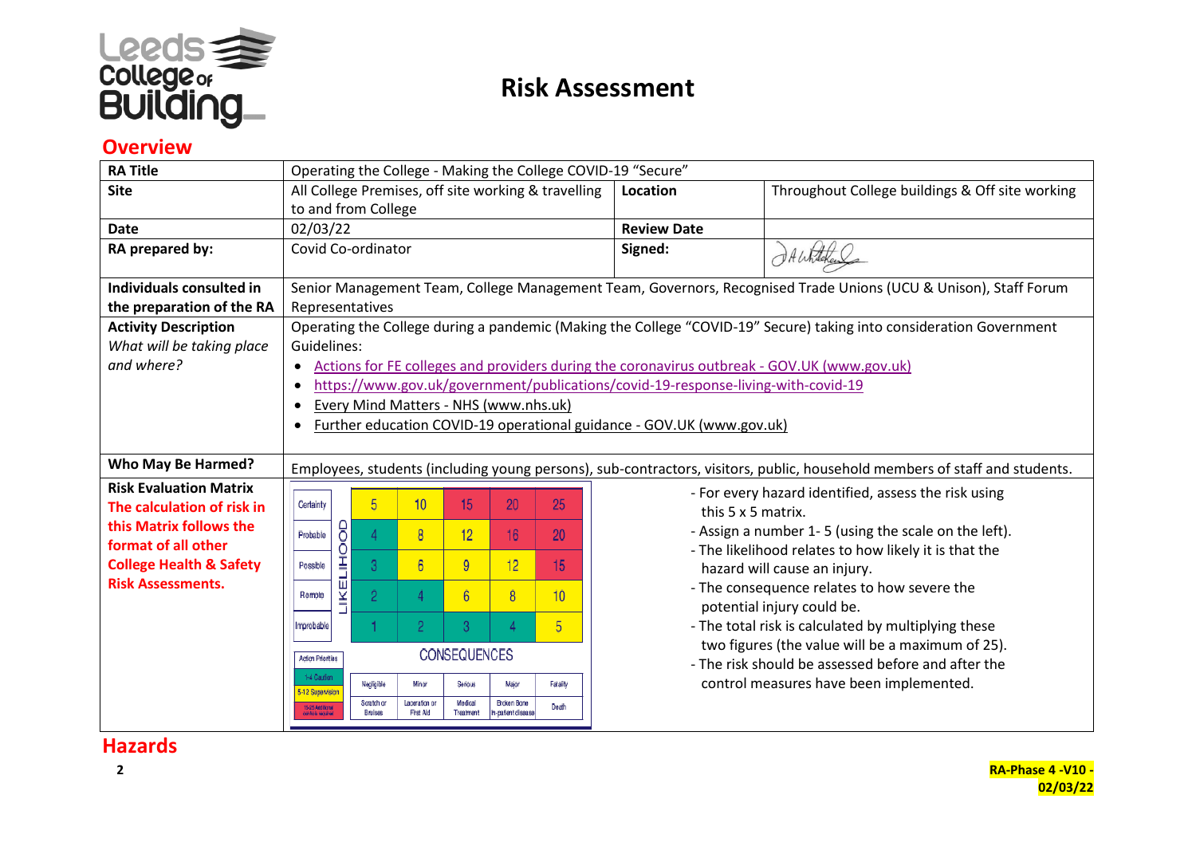# Risk Assessment

## Overview

| RA Title | Operating the College - Making the College COVID-19 "Secure" | | |
|---|---|---|---|
| Site | All College Premises, off site working & travelling to and from College | Location | Throughout College buildings & Off site working |
| Date | 02/03/22 | Review Date | |
| RA prepared by: | Covid Co-ordinator | Signed: | |
| Individuals consulted in the preparation of the RA | Senior Management Team, College Management Team, Governors, Recognised Trade Unions (UCU & Unison), Staff Forum Representatives | | |
| **Activity Description** *What will be taking place and where?* | Operating the College during a pandemic (Making the College "COVID-19" Secure) taking into consideration Government Guidelines:<br>• Actions for FE colleges and providers during the coronavirus outbreak - GOV.UK (www.gov.uk)<br>• https://www.gov.uk/government/publications/covid-19-response-living-with-covid-19<br>• Every Mind Matters - NHS (www.nhs.uk)<br>• Further education COVID-19 operational guidance - GOV.UK (www.gov.uk) | | |
| Who May Be Harmed? | Employees, students (including young persons), sub-contractors, visitors, public, household members of staff and students. | | |
| **Risk Evaluation Matrix** **The calculation of risk in this Matrix follows the format of all other College Health & Safety Risk Assessments.** | (see matrix below) | - For every hazard identified, assess the risk using this 5 x 5 matrix.<br>- Assign a number 1- 5 (using the scale on the left).<br>- The likelihood relates to how likely it is that the hazard will cause an injury.<br>- The consequence relates to how severe the potential injury could be.<br>- The total risk is calculated by multiplying these two figures (the value will be a maximum of 25).<br>- The risk should be assessed before and after the control measures have been implemented. | |

| LIKELIHOOD | | | | | |
|---|---|---|---|---|---|
| Certainty | 5 | 10 | 15 | 20 | 25 |
| Probable | 4 | 8 | 12 | 16 | 20 |
| Possible | 3 | 6 | 9 | 12 | 15 |
| Remote | 2 | 4 | 6 | 8 | 10 |
| Improbable | 1 | 2 | 3 | 4 | 5 |
| **CONSEQUENCES** | Negligible | Minor | Serious | Major | Fatality |
| | Scratch or Bruises | Laceration or First Aid | Medical Treatment | Broken Bone In-patient disease | Death |

Action Priorities: 1-4 Caution; 5-12 Supervision; 15-25 Additional controls required

## Hazards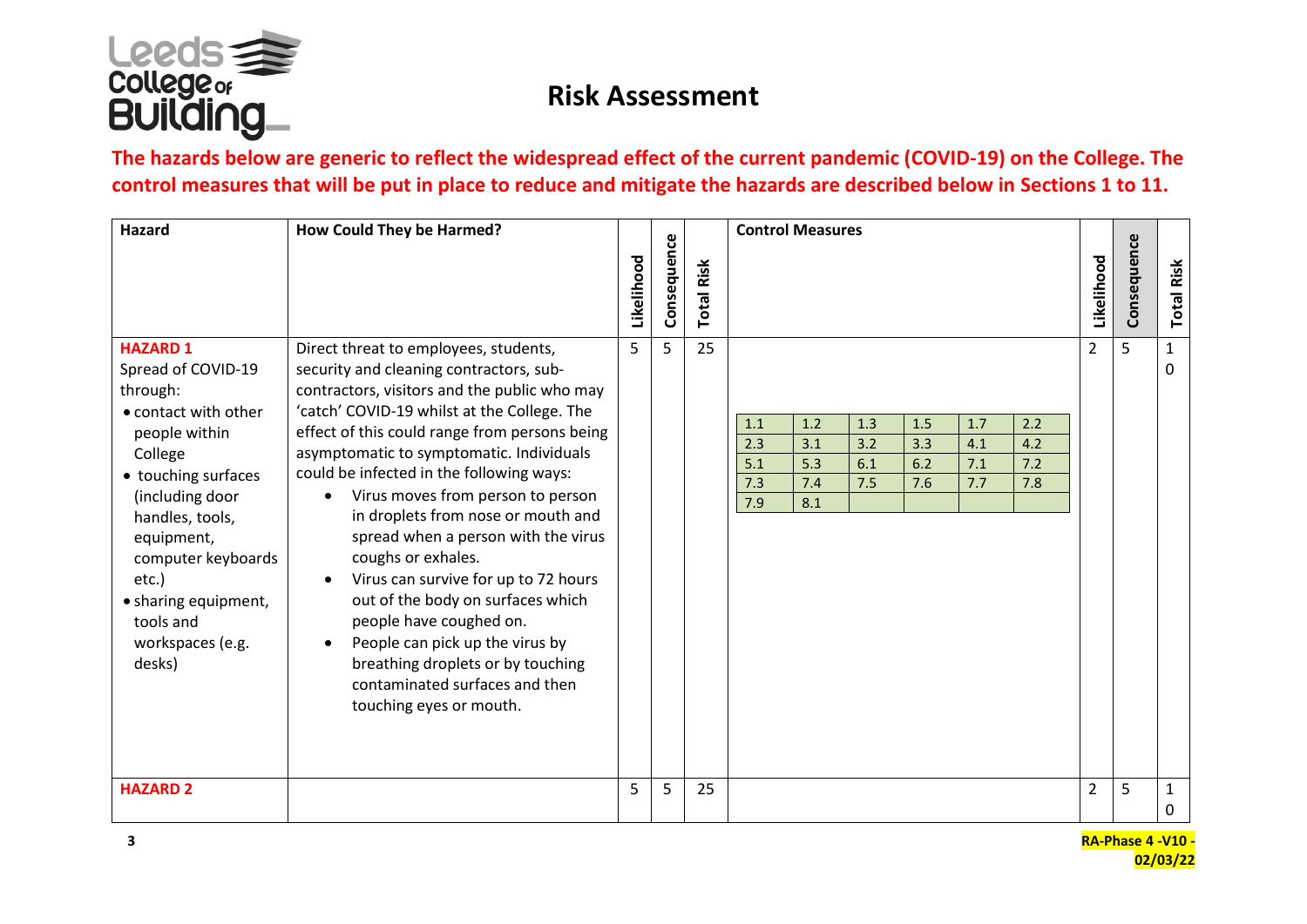# Risk Assessment

**The hazards below are generic to reflect the widespread effect of the current pandemic (COVID-19) on the College. The control measures that will be put in place to reduce and mitigate the hazards are described below in Sections 1 to 11.**

| Hazard | How Could They be Harmed? | Likelihood | Consequence | Total Risk | Control Measures | Likelihood | Consequence | Total Risk |
|---|---|---|---|---|---|---|---|---|
| **HAZARD 1**<br>Spread of COVID-19 through:<br>• contact with other people within College<br>• touching surfaces (including door handles, tools, equipment, computer keyboards etc.)<br>• sharing equipment, tools and workspaces (e.g. desks) | Direct threat to employees, students, security and cleaning contractors, sub-contractors, visitors and the public who may 'catch' COVID-19 whilst at the College. The effect of this could range from persons being asymptomatic to symptomatic. Individuals could be infected in the following ways:<br>• Virus moves from person to person in droplets from nose or mouth and spread when a person with the virus coughs or exhales.<br>• Virus can survive for up to 72 hours out of the body on surfaces which people have coughed on.<br>• People can pick up the virus by breathing droplets or by touching contaminated surfaces and then touching eyes or mouth. | 5 | 5 | 25 | 1.1, 1.2, 1.3, 1.5, 1.7, 2.2<br>2.3, 3.1, 3.2, 3.3, 4.1, 4.2<br>5.1, 5.3, 6.1, 6.2, 7.1, 7.2<br>7.3, 7.4, 7.5, 7.6, 7.7, 7.8<br>7.9, 8.1 | 2 | 5 | 10 |
| **HAZARD 2** | | 5 | 5 | 25 | | 2 | 5 | 10 |

RA-Phase 4 -V10 - 02/03/22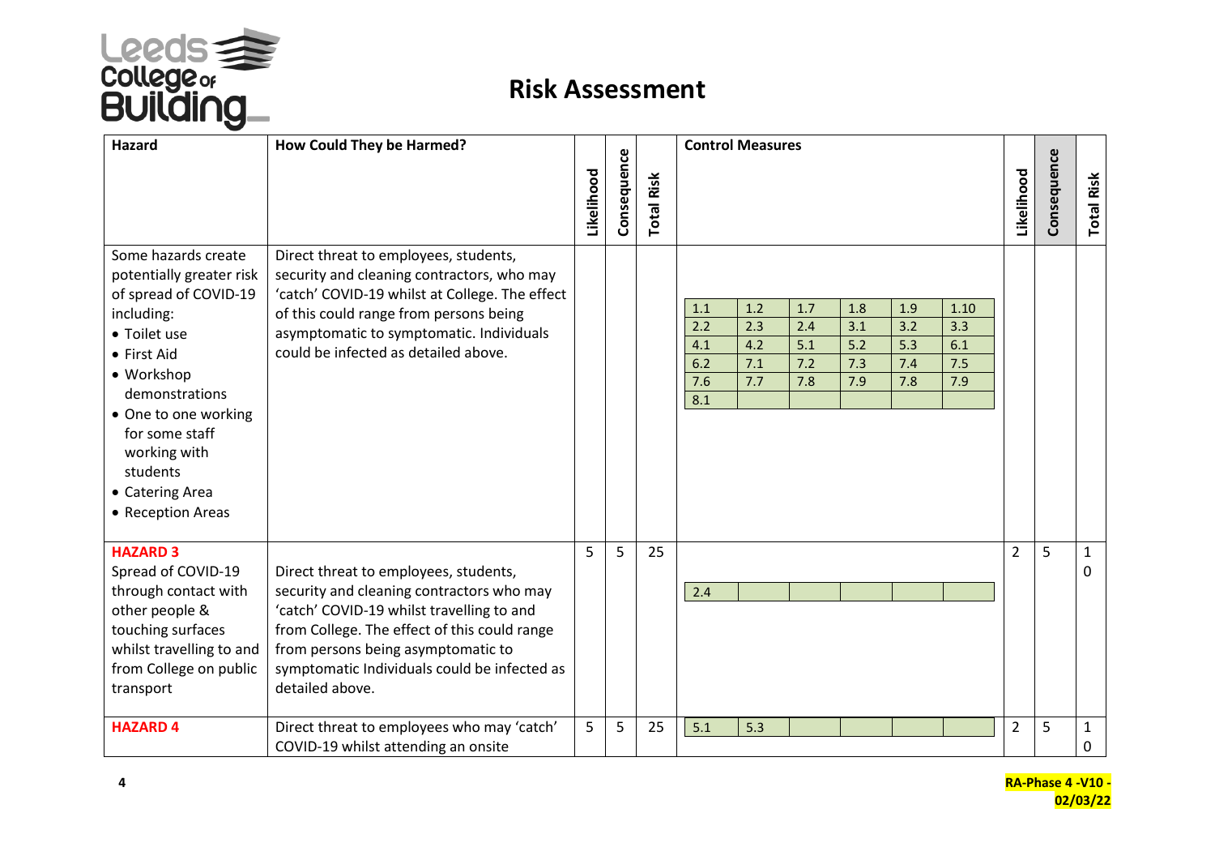# Risk Assessment

| Hazard | How Could They be Harmed? | Likelihood | Consequence | Total Risk | Control Measures | Likelihood | Consequence | Total Risk |
|---|---|---|---|---|---|---|---|---|
| Some hazards create potentially greater risk of spread of COVID-19 including:<br>• Toilet use<br>• First Aid<br>• Workshop demonstrations<br>• One to one working for some staff working with students<br>• Catering Area<br>• Reception Areas | Direct threat to employees, students, security and cleaning contractors, who may 'catch' COVID-19 whilst at College. The effect of this could range from persons being asymptomatic to symptomatic. Individuals could be infected as detailed above. | | | | 1.1, 1.2, 1.7, 1.8, 1.9, 1.10, 2.2, 2.3, 2.4, 3.1, 3.2, 3.3, 4.1, 4.2, 5.1, 5.2, 5.3, 6.1, 6.2, 7.1, 7.2, 7.3, 7.4, 7.5, 7.6, 7.7, 7.8, 7.9, 7.8, 7.9, 8.1 | | | |
| **HAZARD 3**<br>Spread of COVID-19 through contact with other people & touching surfaces whilst travelling to and from College on public transport | Direct threat to employees, students, security and cleaning contractors who may 'catch' COVID-19 whilst travelling to and from College. The effect of this could range from persons being asymptomatic to symptomatic Individuals could be infected as detailed above. | 5 | 5 | 25 | 2.4 | 2 | 5 | 10 |
| **HAZARD 4** | Direct threat to employees who may 'catch' COVID-19 whilst attending an onsite | 5 | 5 | 25 | 5.1, 5.3 | 2 | 5 | 10 |

RA-Phase 4 -V10 - 02/03/22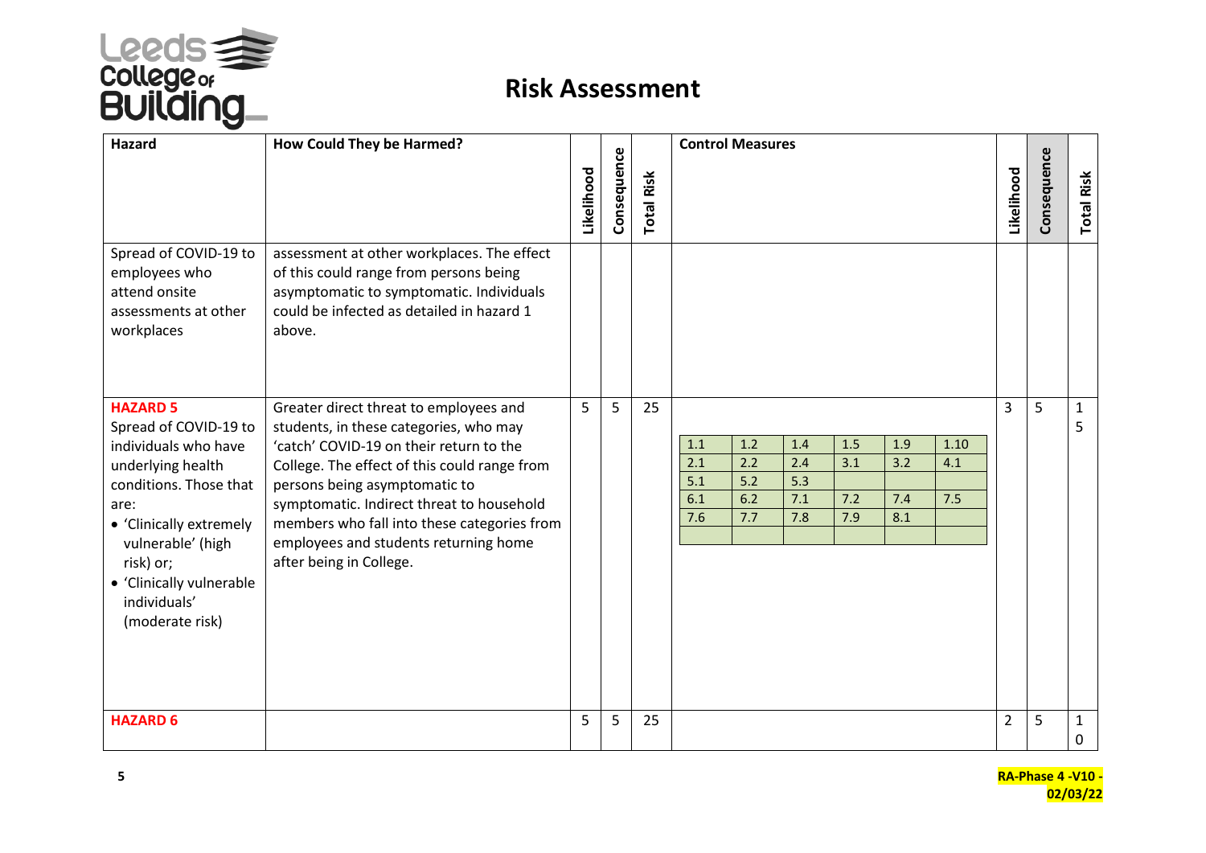# Risk Assessment

| Hazard | How Could They be Harmed? | Likelihood | Consequence | Total Risk | Control Measures | Likelihood | Consequence | Total Risk |
|---|---|---|---|---|---|---|---|---|
| Spread of COVID-19 to employees who attend onsite assessments at other workplaces | assessment at other workplaces. The effect of this could range from persons being asymptomatic to symptomatic. Individuals could be infected as detailed in hazard 1 above. | | | | | | | |
| **HAZARD 5** Spread of COVID-19 to individuals who have underlying health conditions. Those that are: • 'Clinically extremely vulnerable' (high risk) or; • 'Clinically vulnerable individuals' (moderate risk) | Greater direct threat to employees and students, in these categories, who may 'catch' COVID-19 on their return to the College. The effect of this could range from persons being asymptomatic to symptomatic. Indirect threat to household members who fall into these categories from employees and students returning home after being in College. | 5 | 5 | 25 | 1.1, 1.2, 1.4, 1.5, 1.9, 1.10, 2.1, 2.2, 2.4, 3.1, 3.2, 4.1, 5.1, 5.2, 5.3, 6.1, 6.2, 7.1, 7.2, 7.4, 7.5, 7.6, 7.7, 7.8, 7.9, 8.1 | 3 | 5 | 15 |
| **HAZARD 6** | | 5 | 5 | 25 | | 2 | 5 | 10 |

RA-Phase 4 -V10 - 02/03/22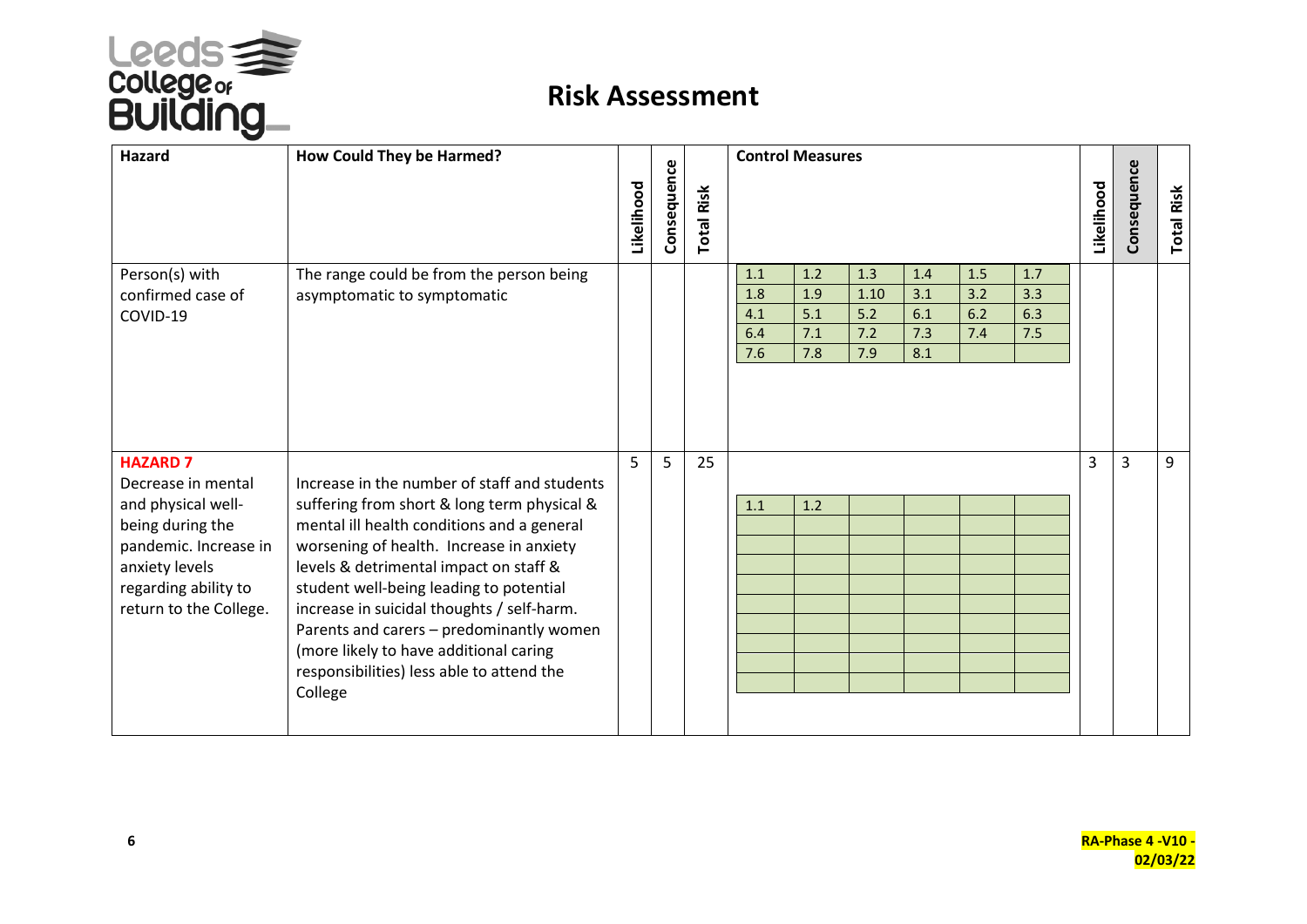# Risk Assessment

| Hazard | How Could They be Harmed? | Likelihood | Consequence | Total Risk | Control Measures | Likelihood | Consequence | Total Risk |
|---|---|---|---|---|---|---|---|---|
| Person(s) with confirmed case of COVID-19 | The range could be from the person being asymptomatic to symptomatic | | | | 1.1, 1.2, 1.3, 1.4, 1.5, 1.7, 1.8, 1.9, 1.10, 3.1, 3.2, 3.3, 4.1, 5.1, 5.2, 6.1, 6.2, 6.3, 6.4, 7.1, 7.2, 7.3, 7.4, 7.5, 7.6, 7.8, 7.9, 8.1 | | | |
| **HAZARD 7** Decrease in mental and physical well-being during the pandemic. Increase in anxiety levels regarding ability to return to the College. | Increase in the number of staff and students suffering from short & long term physical & mental ill health conditions and a general worsening of health. Increase in anxiety levels & detrimental impact on staff & student well-being leading to potential increase in suicidal thoughts / self-harm. Parents and carers – predominantly women (more likely to have additional caring responsibilities) less able to attend the College | 5 | 5 | 25 | 1.1, 1.2 | 3 | 3 | 9 |

RA-Phase 4 -V10 - 02/03/22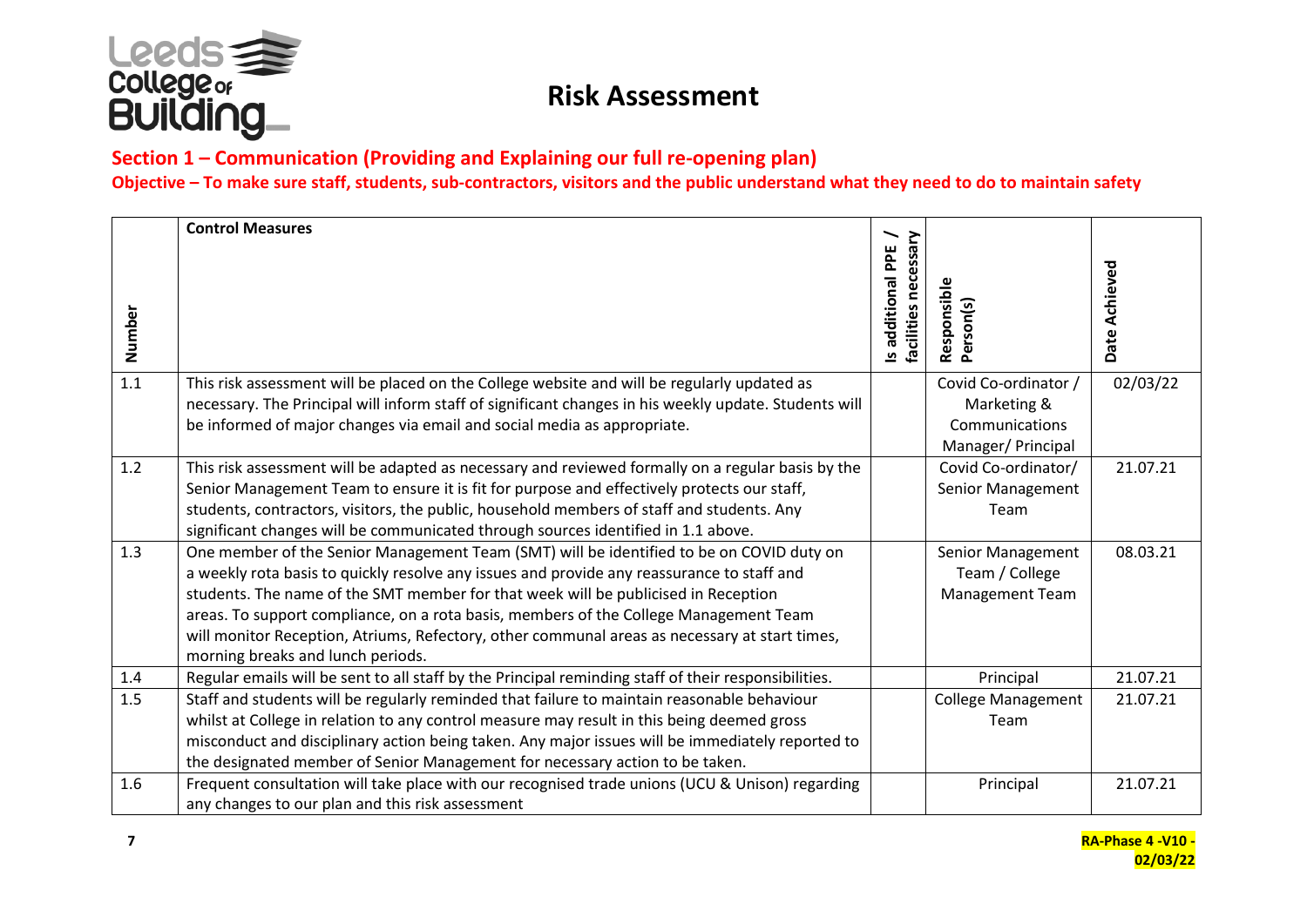# Risk Assessment

## Section 1 – Communication (Providing and Explaining our full re-opening plan)

**Objective – To make sure staff, students, sub-contractors, visitors and the public understand what they need to do to maintain safety**

| Number | Control Measures | Is additional PPE / facilities necessary | Responsible Person(s) | Date Achieved |
|---|---|---|---|---|
| 1.1 | This risk assessment will be placed on the College website and will be regularly updated as necessary. The Principal will inform staff of significant changes in his weekly update. Students will be informed of major changes via email and social media as appropriate. | | Covid Co-ordinator / Marketing & Communications Manager/ Principal | 02/03/22 |
| 1.2 | This risk assessment will be adapted as necessary and reviewed formally on a regular basis by the Senior Management Team to ensure it is fit for purpose and effectively protects our staff, students, contractors, visitors, the public, household members of staff and students. Any significant changes will be communicated through sources identified in 1.1 above. | | Covid Co-ordinator/ Senior Management Team | 21.07.21 |
| 1.3 | One member of the Senior Management Team (SMT) will be identified to be on COVID duty on a weekly rota basis to quickly resolve any issues and provide any reassurance to staff and students. The name of the SMT member for that week will be publicised in Reception areas. To support compliance, on a rota basis, members of the College Management Team will monitor Reception, Atriums, Refectory, other communal areas as necessary at start times, morning breaks and lunch periods. | | Senior Management Team / College Management Team | 08.03.21 |
| 1.4 | Regular emails will be sent to all staff by the Principal reminding staff of their responsibilities. | | Principal | 21.07.21 |
| 1.5 | Staff and students will be regularly reminded that failure to maintain reasonable behaviour whilst at College in relation to any control measure may result in this being deemed gross misconduct and disciplinary action being taken. Any major issues will be immediately reported to the designated member of Senior Management for necessary action to be taken. | | College Management Team | 21.07.21 |
| 1.6 | Frequent consultation will take place with our recognised trade unions (UCU & Unison) regarding any changes to our plan and this risk assessment | | Principal | 21.07.21 |

RA-Phase 4 -V10 - 02/03/22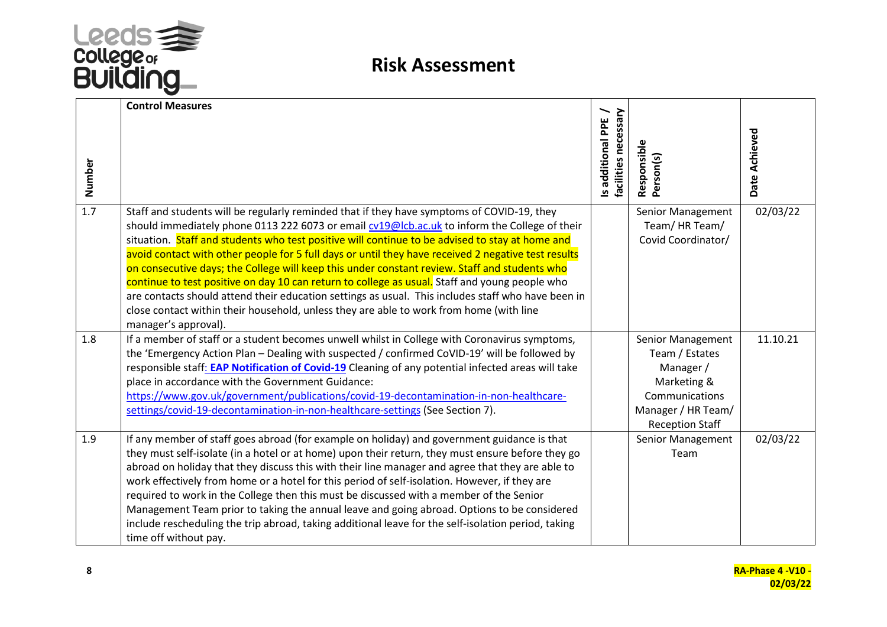# Risk Assessment

| Number | Control Measures | Is additional PPE / facilities necessary | Responsible Person(s) | Date Achieved |
|---|---|---|---|---|
| 1.7 | Staff and students will be regularly reminded that if they have symptoms of COVID-19, they should immediately phone 0113 222 6073 or email cv19@lcb.ac.uk to inform the College of their situation. Staff and students who test positive will continue to be advised to stay at home and avoid contact with other people for 5 full days or until they have received 2 negative test results on consecutive days; the College will keep this under constant review. Staff and students who continue to test positive on day 10 can return to college as usual. Staff and young people who are contacts should attend their education settings as usual. This includes staff who have been in close contact within their household, unless they are able to work from home (with line manager's approval). | | Senior Management Team/ HR Team/ Covid Coordinator/ | 02/03/22 |
| 1.8 | If a member of staff or a student becomes unwell whilst in College with Coronavirus symptoms, the 'Emergency Action Plan – Dealing with suspected / confirmed CoVID-19' will be followed by responsible staff: **EAP Notification of Covid-19** Cleaning of any potential infected areas will take place in accordance with the Government Guidance: https://www.gov.uk/government/publications/covid-19-decontamination-in-non-healthcare-settings/covid-19-decontamination-in-non-healthcare-settings (See Section 7). | | Senior Management Team / Estates Manager / Marketing & Communications Manager / HR Team/ Reception Staff | 11.10.21 |
| 1.9 | If any member of staff goes abroad (for example on holiday) and government guidance is that they must self-isolate (in a hotel or at home) upon their return, they must ensure before they go abroad on holiday that they discuss this with their line manager and agree that they are able to work effectively from home or a hotel for this period of self-isolation. However, if they are required to work in the College then this must be discussed with a member of the Senior Management Team prior to taking the annual leave and going abroad. Options to be considered include rescheduling the trip abroad, taking additional leave for the self-isolation period, taking time off without pay. | | Senior Management Team | 02/03/22 |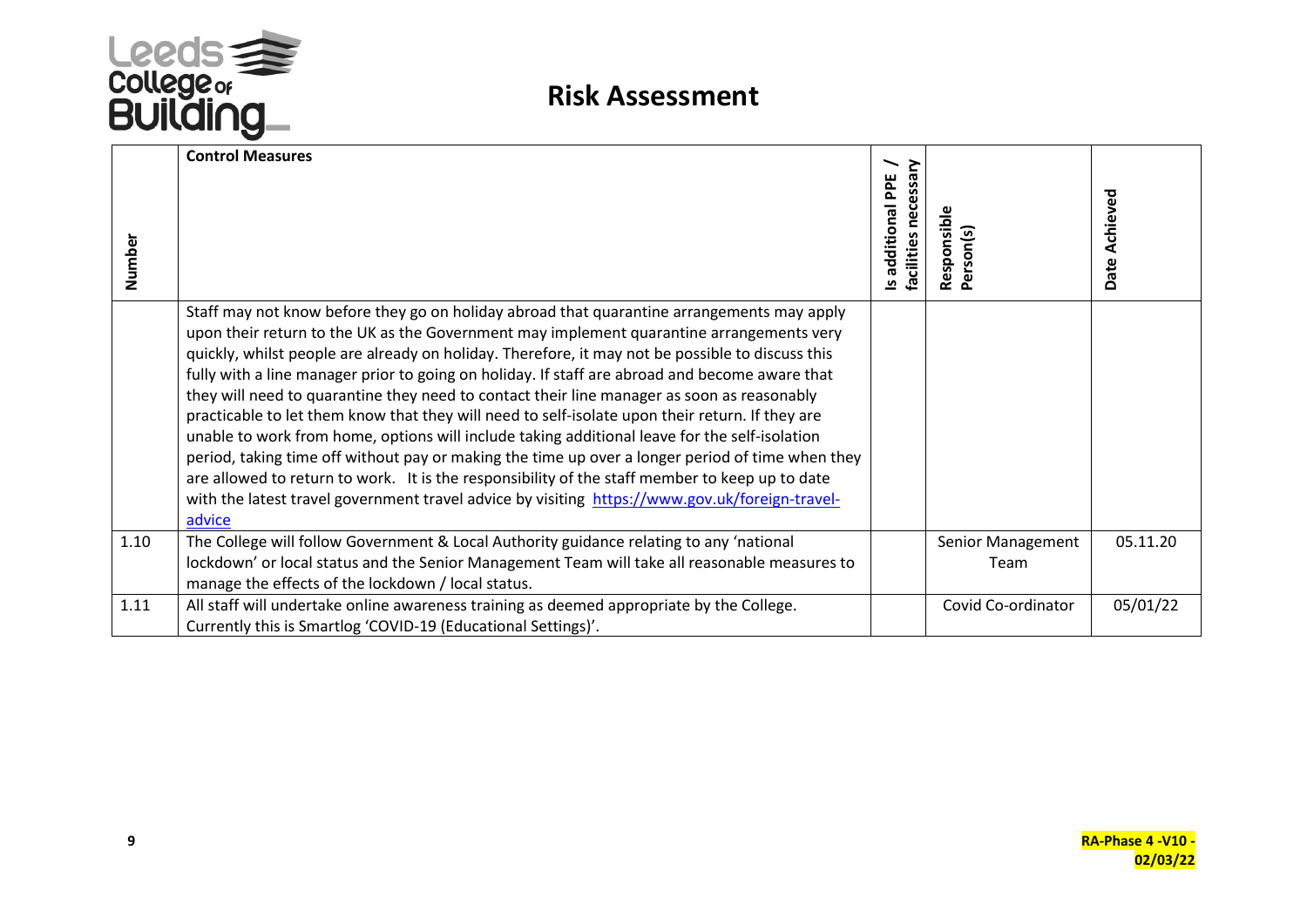# Risk Assessment

| Number | Control Measures | Is additional PPE / facilities necessary | Responsible Person(s) | Date Achieved |
|---|---|---|---|---|
| | Staff may not know before they go on holiday abroad that quarantine arrangements may apply upon their return to the UK as the Government may implement quarantine arrangements very quickly, whilst people are already on holiday. Therefore, it may not be possible to discuss this fully with a line manager prior to going on holiday. If staff are abroad and become aware that they will need to quarantine they need to contact their line manager as soon as reasonably practicable to let them know that they will need to self-isolate upon their return. If they are unable to work from home, options will include taking additional leave for the self-isolation period, taking time off without pay or making the time up over a longer period of time when they are allowed to return to work. It is the responsibility of the staff member to keep up to date with the latest travel government travel advice by visiting [https://www.gov.uk/foreign-travel-advice](https://www.gov.uk/foreign-travel-advice) | | | |
| 1.10 | The College will follow Government & Local Authority guidance relating to any 'national lockdown' or local status and the Senior Management Team will take all reasonable measures to manage the effects of the lockdown / local status. | | Senior Management Team | 05.11.20 |
| 1.11 | All staff will undertake online awareness training as deemed appropriate by the College. Currently this is Smartlog 'COVID-19 (Educational Settings)'. | | Covid Co-ordinator | 05/01/22 |

RA-Phase 4 -V10 - 02/03/22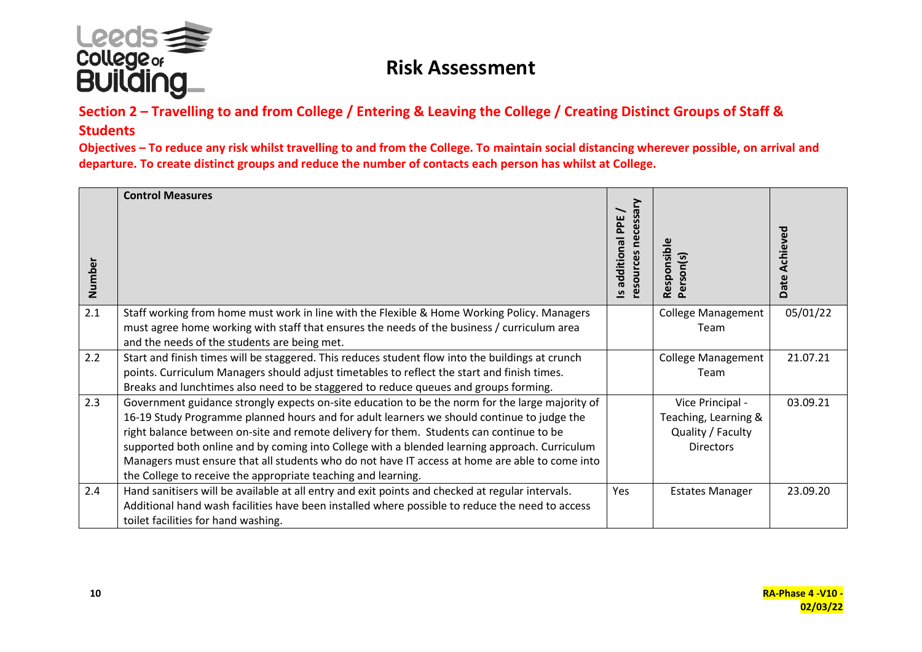# Risk Assessment

## Section 2 – Travelling to and from College / Entering & Leaving the College / Creating Distinct Groups of Staff & Students

**Objectives – To reduce any risk whilst travelling to and from the College. To maintain social distancing wherever possible, on arrival and departure. To create distinct groups and reduce the number of contacts each person has whilst at College.**

| Number | Control Measures | Is additional PPE / resources necessary | Responsible Person(s) | Date Achieved |
|---|---|---|---|---|
| 2.1 | Staff working from home must work in line with the Flexible & Home Working Policy. Managers must agree home working with staff that ensures the needs of the business / curriculum area and the needs of the students are being met. | | College Management Team | 05/01/22 |
| 2.2 | Start and finish times will be staggered. This reduces student flow into the buildings at crunch points. Curriculum Managers should adjust timetables to reflect the start and finish times. Breaks and lunchtimes also need to be staggered to reduce queues and groups forming. | | College Management Team | 21.07.21 |
| 2.3 | Government guidance strongly expects on-site education to be the norm for the large majority of 16-19 Study Programme planned hours and for adult learners we should continue to judge the right balance between on-site and remote delivery for them. Students can continue to be supported both online and by coming into College with a blended learning approach. Curriculum Managers must ensure that all students who do not have IT access at home are able to come into the College to receive the appropriate teaching and learning. | | Vice Principal - Teaching, Learning & Quality / Faculty Directors | 03.09.21 |
| 2.4 | Hand sanitisers will be available at all entry and exit points and checked at regular intervals. Additional hand wash facilities have been installed where possible to reduce the need to access toilet facilities for hand washing. | Yes | Estates Manager | 23.09.20 |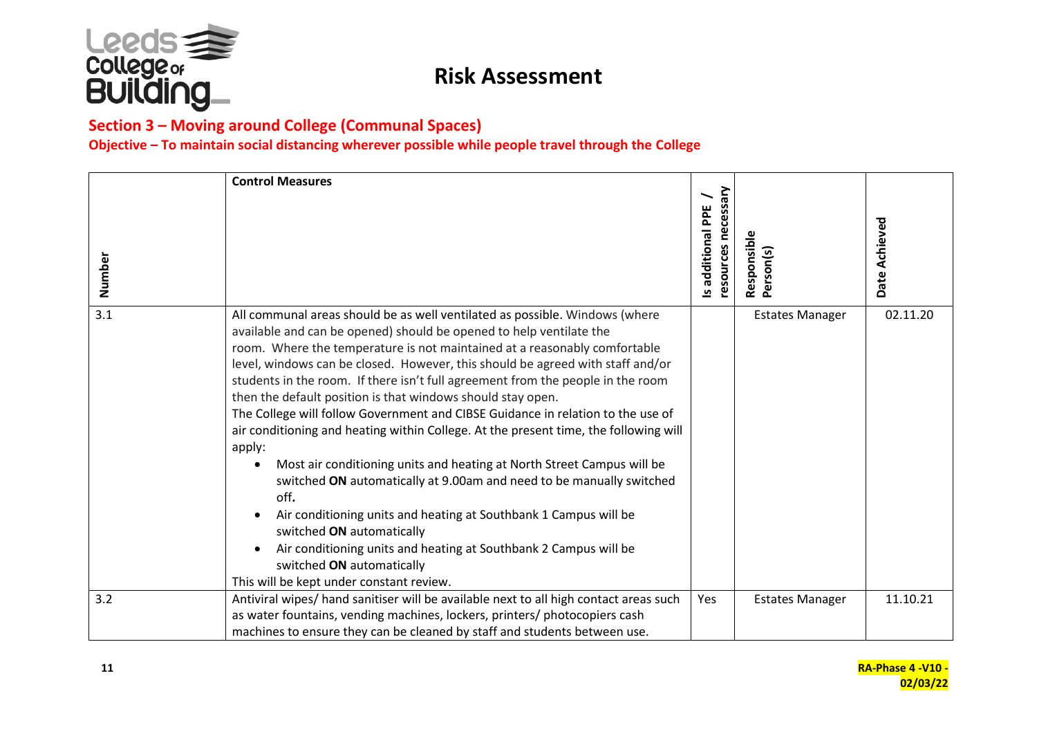# Risk Assessment

## Section 3 – Moving around College (Communal Spaces)

**Objective – To maintain social distancing wherever possible while people travel through the College**

| Number | Control Measures | Is additional PPE / resources necessary | Responsible Person(s) | Date Achieved |
|---|---|---|---|---|
| 3.1 | All communal areas should be as well ventilated as possible. Windows (where available and can be opened) should be opened to help ventilate the room. Where the temperature is not maintained at a reasonably comfortable level, windows can be closed. However, this should be agreed with staff and/or students in the room. If there isn't full agreement from the people in the room then the default position is that windows should stay open.<br>The College will follow Government and CIBSE Guidance in relation to the use of air conditioning and heating within College. At the present time, the following will apply:<br>• Most air conditioning units and heating at North Street Campus will be switched **ON** automatically at 9.00am and need to be manually switched off**.**<br>• Air conditioning units and heating at Southbank 1 Campus will be switched **ON** automatically<br>• Air conditioning units and heating at Southbank 2 Campus will be switched **ON** automatically<br>This will be kept under constant review. | | Estates Manager | 02.11.20 |
| 3.2 | Antiviral wipes/ hand sanitiser will be available next to all high contact areas such as water fountains, vending machines, lockers, printers/ photocopiers cash machines to ensure they can be cleaned by staff and students between use. | Yes | Estates Manager | 11.10.21 |

RA-Phase 4 -V10 - 02/03/22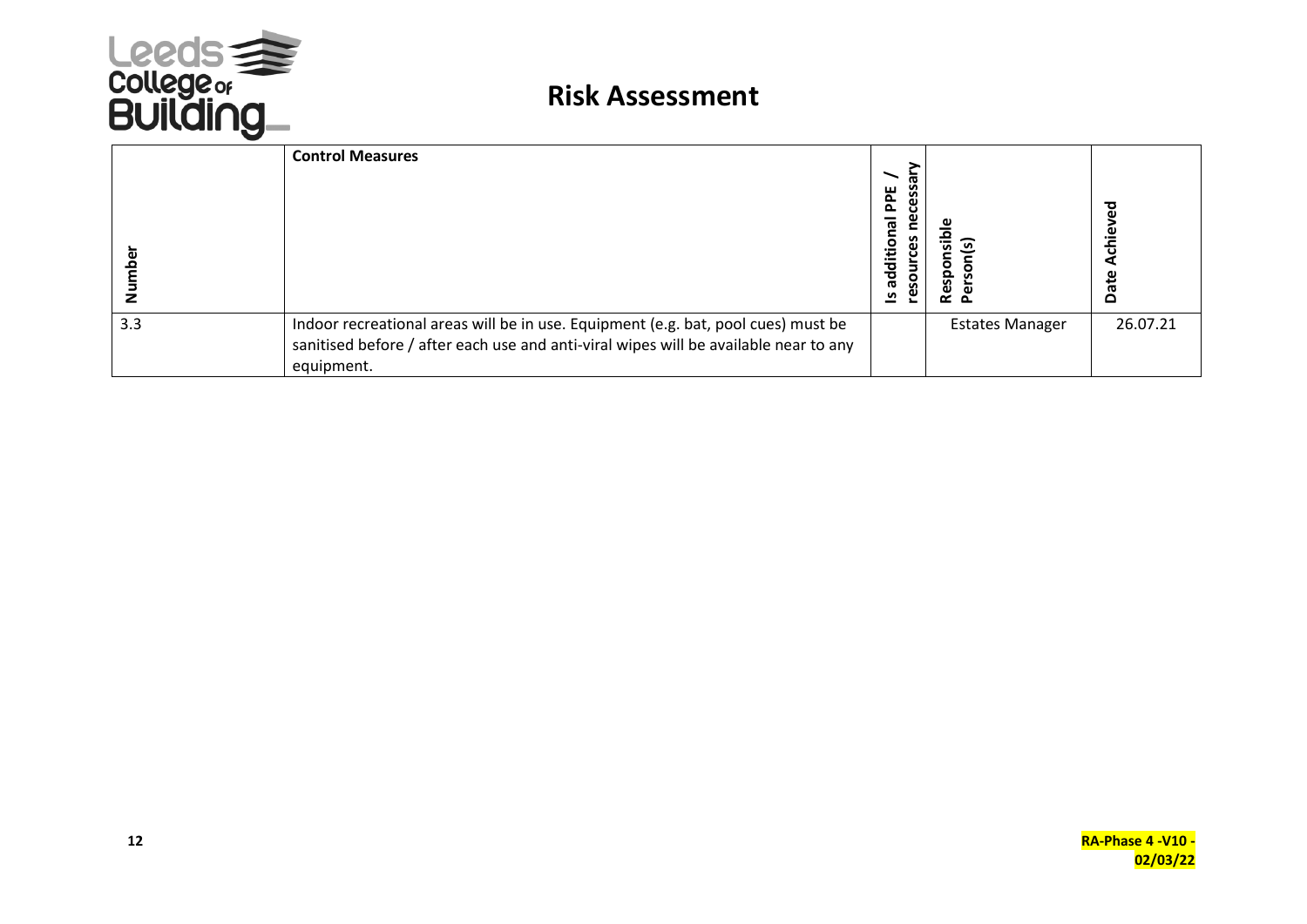# Risk Assessment

| Number | Control Measures | Is additional PPE / resources necessary | Responsible Person(s) | Date Achieved |
|---|---|---|---|---|
| 3.3 | Indoor recreational areas will be in use. Equipment (e.g. bat, pool cues) must be sanitised before / after each use and anti-viral wipes will be available near to any equipment. | | Estates Manager | 26.07.21 |

**RA-Phase 4 -V10 - 02/03/22**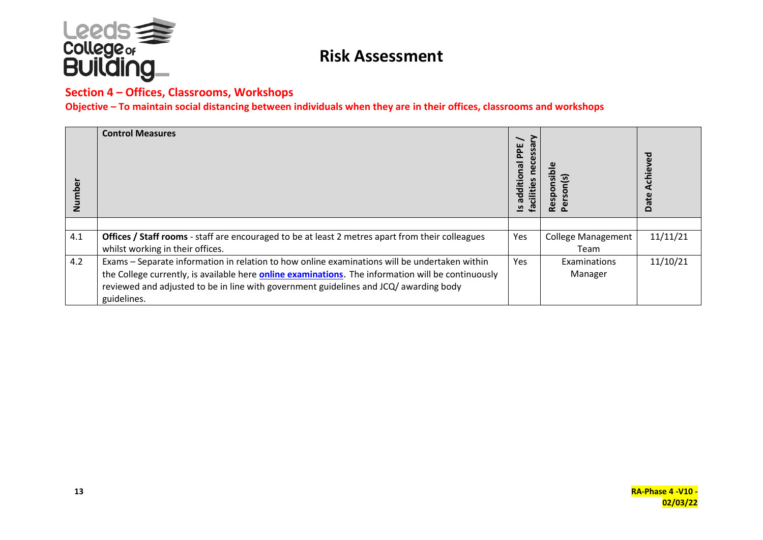# Risk Assessment

## Section 4 – Offices, Classrooms, Workshops

**Objective – To maintain social distancing between individuals when they are in their offices, classrooms and workshops**

| Number | Control Measures | Is additional PPE / facilities necessary | Responsible Person(s) | Date Achieved |
|---|---|---|---|---|
| | | | | |
| 4.1 | **Offices / Staff rooms** - staff are encouraged to be at least 2 metres apart from their colleagues whilst working in their offices. | Yes | College Management Team | 11/11/21 |
| 4.2 | Exams – Separate information in relation to how online examinations will be undertaken within the College currently, is available here **online examinations**. The information will be continuously reviewed and adjusted to be in line with government guidelines and JCQ/ awarding body guidelines. | Yes | Examinations Manager | 11/10/21 |

RA-Phase 4 -V10 - 02/03/22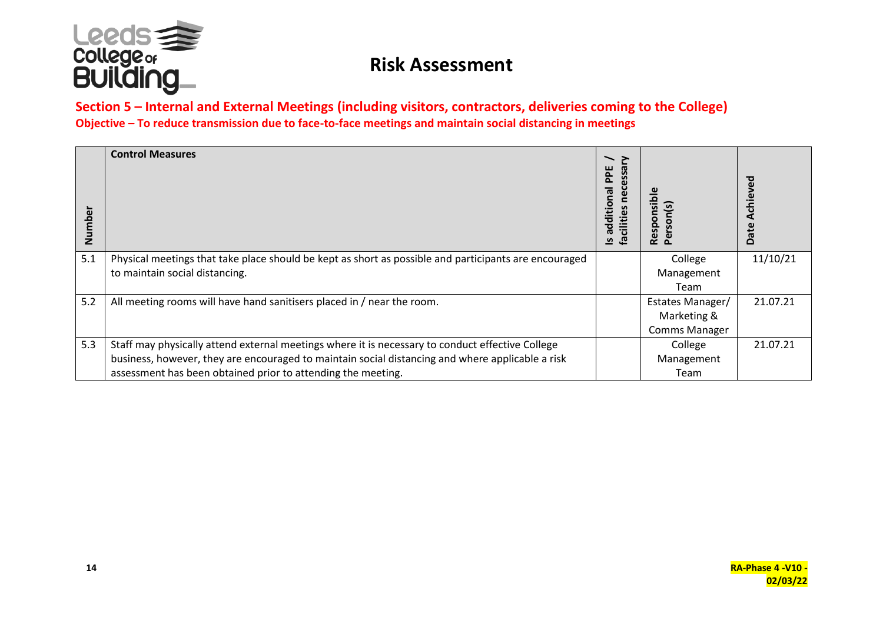# Risk Assessment

## Section 5 – Internal and External Meetings (including visitors, contractors, deliveries coming to the College)

**Objective – To reduce transmission due to face-to-face meetings and maintain social distancing in meetings**

| Number | Control Measures | Is additional PPE / facilities necessary | Responsible Person(s) | Date Achieved |
|---|---|---|---|---|
| 5.1 | Physical meetings that take place should be kept as short as possible and participants are encouraged to maintain social distancing. | | College Management Team | 11/10/21 |
| 5.2 | All meeting rooms will have hand sanitisers placed in / near the room. | | Estates Manager/ Marketing & Comms Manager | 21.07.21 |
| 5.3 | Staff may physically attend external meetings where it is necessary to conduct effective College business, however, they are encouraged to maintain social distancing and where applicable a risk assessment has been obtained prior to attending the meeting. | | College Management Team | 21.07.21 |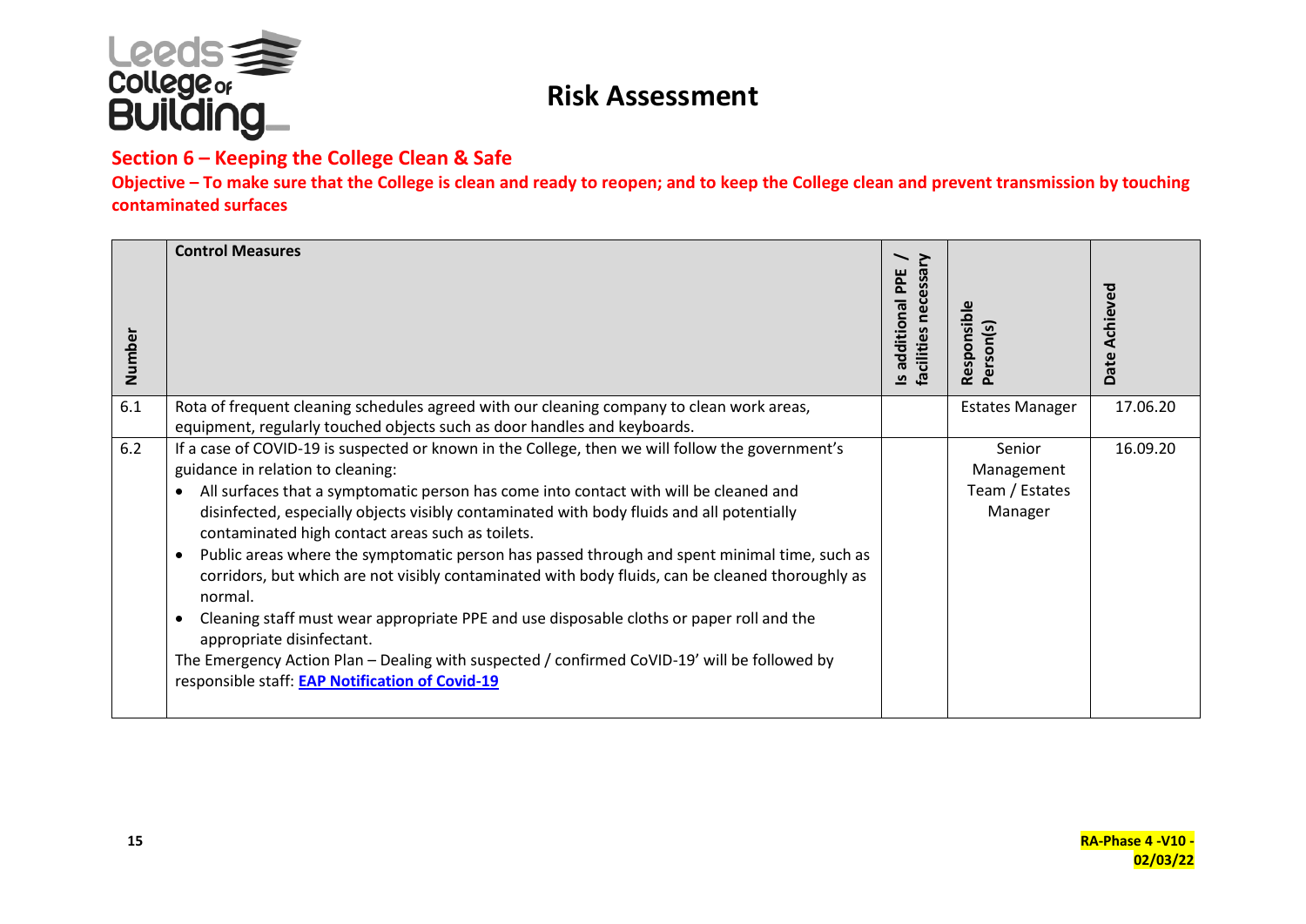# Risk Assessment

## Section 6 – Keeping the College Clean & Safe

**Objective – To make sure that the College is clean and ready to reopen; and to keep the College clean and prevent transmission by touching contaminated surfaces**

| Number | Control Measures | Is additional PPE / facilities necessary | Responsible Person(s) | Date Achieved |
|---|---|---|---|---|
| 6.1 | Rota of frequent cleaning schedules agreed with our cleaning company to clean work areas, equipment, regularly touched objects such as door handles and keyboards. | | Estates Manager | 17.06.20 |
| 6.2 | If a case of COVID-19 is suspected or known in the College, then we will follow the government's guidance in relation to cleaning:<br>• All surfaces that a symptomatic person has come into contact with will be cleaned and disinfected, especially objects visibly contaminated with body fluids and all potentially contaminated high contact areas such as toilets.<br>• Public areas where the symptomatic person has passed through and spent minimal time, such as corridors, but which are not visibly contaminated with body fluids, can be cleaned thoroughly as normal.<br>• Cleaning staff must wear appropriate PPE and use disposable cloths or paper roll and the appropriate disinfectant.<br>The Emergency Action Plan – Dealing with suspected / confirmed CoVID-19' will be followed by responsible staff: **EAP Notification of Covid-19** | | Senior Management Team / Estates Manager | 16.09.20 |

RA-Phase 4 -V10 - 02/03/22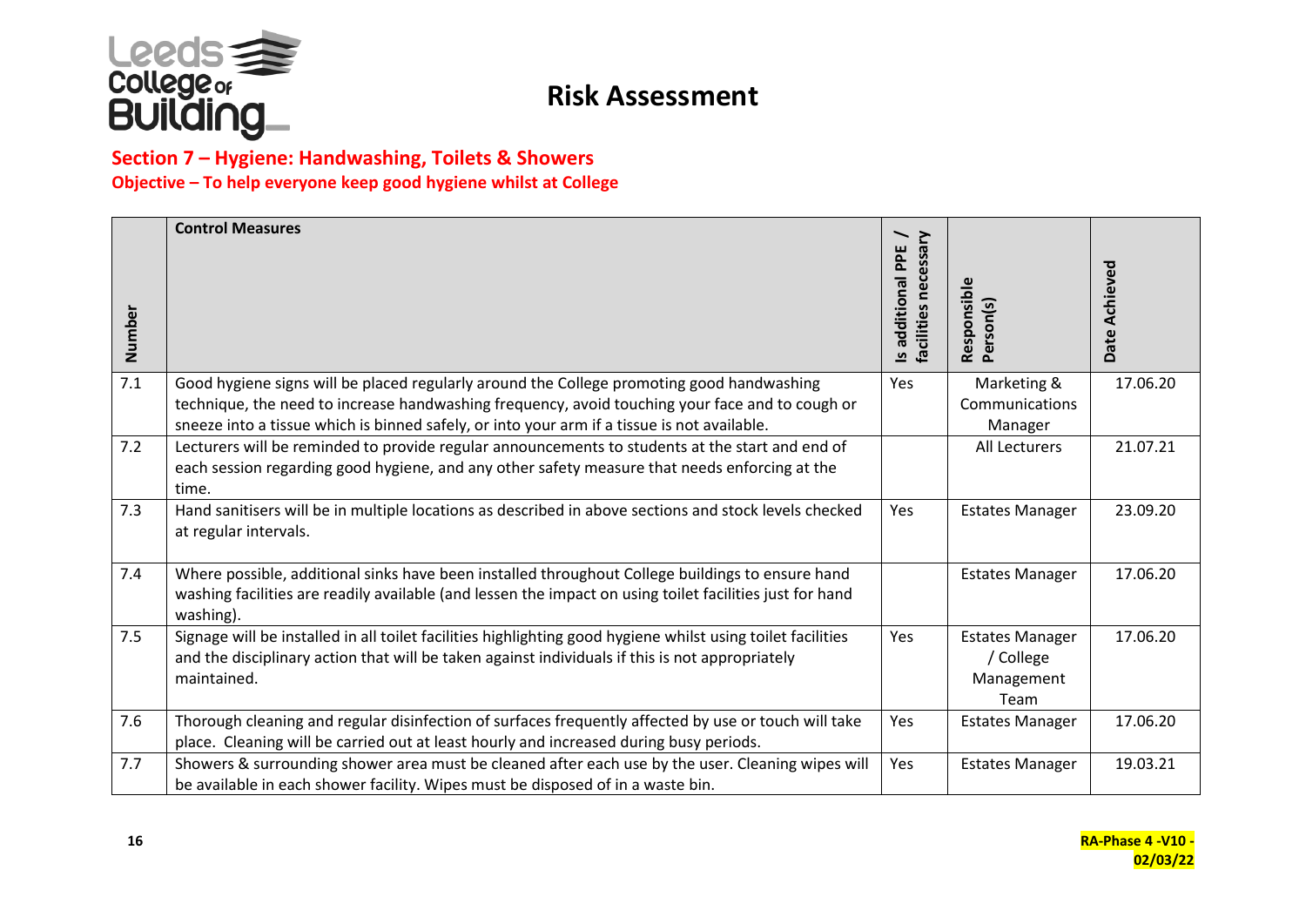# Risk Assessment

## Section 7 – Hygiene: Handwashing, Toilets & Showers

**Objective – To help everyone keep good hygiene whilst at College**

| Number | Control Measures | Is additional PPE / facilities necessary | Responsible Person(s) | Date Achieved |
|---|---|---|---|---|
| 7.1 | Good hygiene signs will be placed regularly around the College promoting good handwashing technique, the need to increase handwashing frequency, avoid touching your face and to cough or sneeze into a tissue which is binned safely, or into your arm if a tissue is not available. | Yes | Marketing & Communications Manager | 17.06.20 |
| 7.2 | Lecturers will be reminded to provide regular announcements to students at the start and end of each session regarding good hygiene, and any other safety measure that needs enforcing at the time. | | All Lecturers | 21.07.21 |
| 7.3 | Hand sanitisers will be in multiple locations as described in above sections and stock levels checked at regular intervals. | Yes | Estates Manager | 23.09.20 |
| 7.4 | Where possible, additional sinks have been installed throughout College buildings to ensure hand washing facilities are readily available (and lessen the impact on using toilet facilities just for hand washing). | | Estates Manager | 17.06.20 |
| 7.5 | Signage will be installed in all toilet facilities highlighting good hygiene whilst using toilet facilities and the disciplinary action that will be taken against individuals if this is not appropriately maintained. | Yes | Estates Manager / College Management Team | 17.06.20 |
| 7.6 | Thorough cleaning and regular disinfection of surfaces frequently affected by use or touch will take place. Cleaning will be carried out at least hourly and increased during busy periods. | Yes | Estates Manager | 17.06.20 |
| 7.7 | Showers & surrounding shower area must be cleaned after each use by the user. Cleaning wipes will be available in each shower facility. Wipes must be disposed of in a waste bin. | Yes | Estates Manager | 19.03.21 |

RA-Phase 4 -V10 - 02/03/22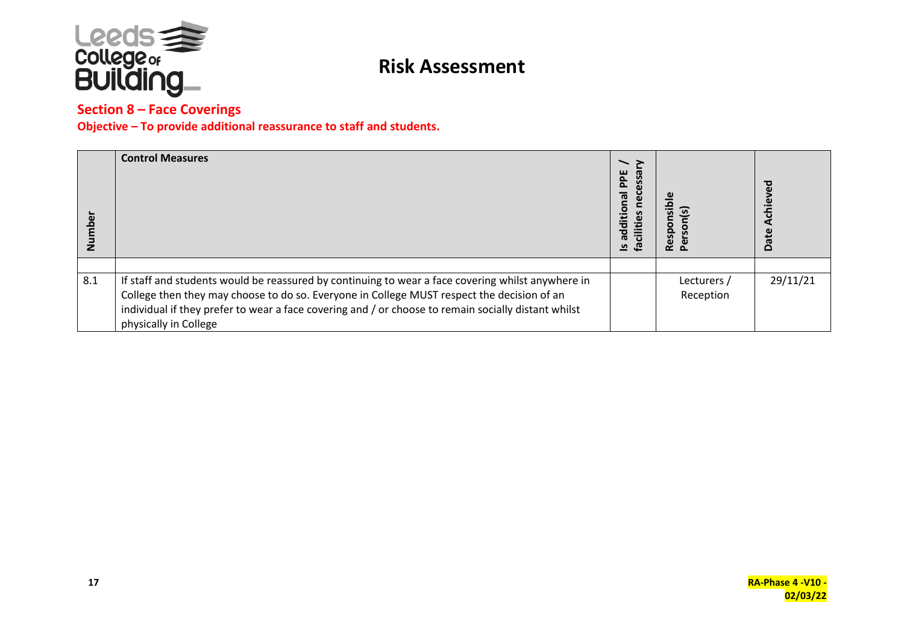# Risk Assessment

## Section 8 – Face Coverings

**Objective – To provide additional reassurance to staff and students.**

| Number | Control Measures | Is additional PPE / facilities necessary | Responsible Person(s) | Date Achieved |
|---|---|---|---|---|
| | | | | |
| 8.1 | If staff and students would be reassured by continuing to wear a face covering whilst anywhere in College then they may choose to do so. Everyone in College MUST respect the decision of an individual if they prefer to wear a face covering and / or choose to remain socially distant whilst physically in College | | Lecturers / Reception | 29/11/21 |

RA-Phase 4 -V10 - 02/03/22